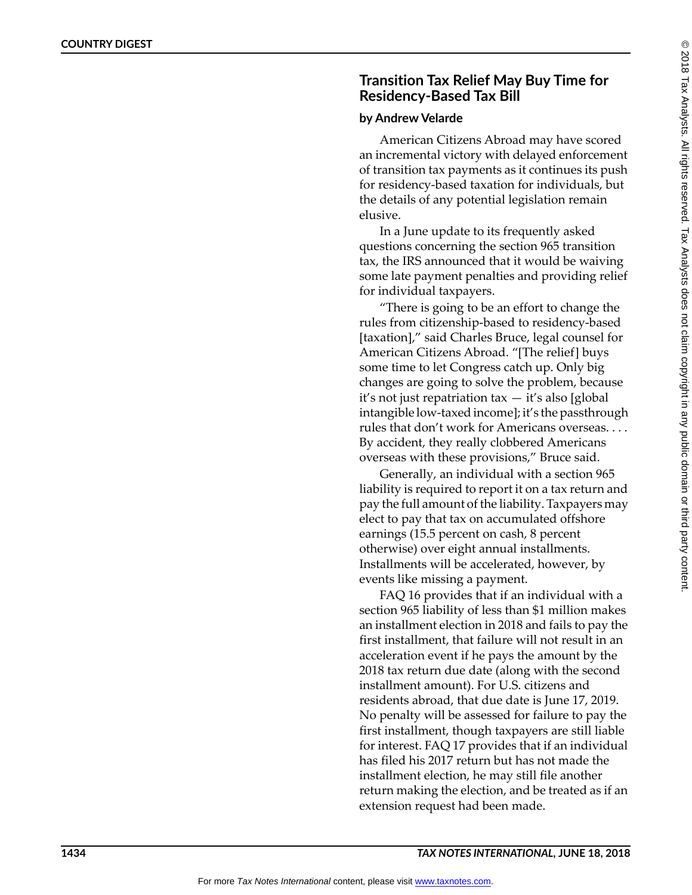# Transition Tax Relief May Buy Time for Residency-Based Tax Bill

**by Andrew Velarde**

American Citizens Abroad may have scored an incremental victory with delayed enforcement of transition tax payments as it continues its push for residency-based taxation for individuals, but the details of any potential legislation remain elusive.

In a June update to its frequently asked questions concerning the section 965 transition tax, the IRS announced that it would be waiving some late payment penalties and providing relief for individual taxpayers.

"There is going to be an effort to change the rules from citizenship-based to residency-based [taxation]," said Charles Bruce, legal counsel for American Citizens Abroad. "[The relief] buys some time to let Congress catch up. Only big changes are going to solve the problem, because it's not just repatriation tax — it's also [global intangible low-taxed income]; it's the passthrough rules that don't work for Americans overseas. . . . By accident, they really clobbered Americans overseas with these provisions," Bruce said.

Generally, an individual with a section 965 liability is required to report it on a tax return and pay the full amount of the liability. Taxpayers may elect to pay that tax on accumulated offshore earnings (15.5 percent on cash, 8 percent otherwise) over eight annual installments. Installments will be accelerated, however, by events like missing a payment.

FAQ 16 provides that if an individual with a section 965 liability of less than $1 million makes an installment election in 2018 and fails to pay the first installment, that failure will not result in an acceleration event if he pays the amount by the 2018 tax return due date (along with the second installment amount). For U.S. citizens and residents abroad, that due date is June 17, 2019. No penalty will be assessed for failure to pay the first installment, though taxpayers are still liable for interest. FAQ 17 provides that if an individual has filed his 2017 return but has not made the installment election, he may still file another return making the election, and be treated as if an extension request had been made.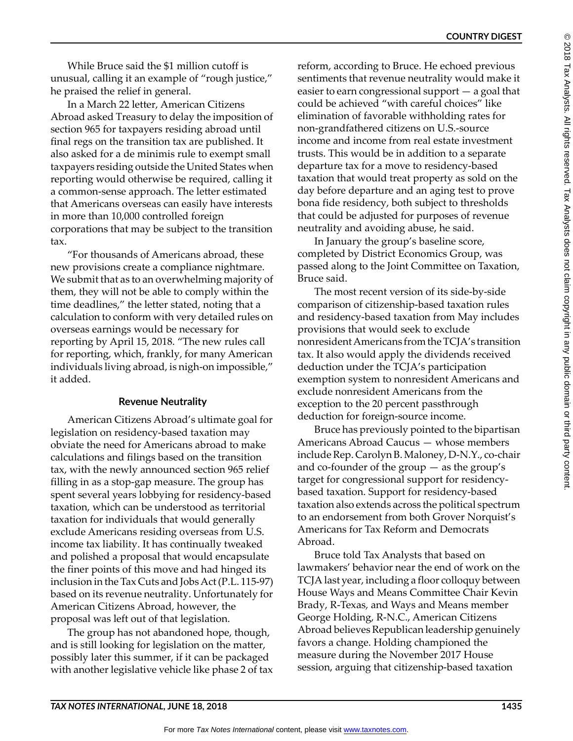While Bruce said the $1 million cutoff is unusual, calling it an example of "rough justice," he praised the relief in general.

In a March 22 letter, American Citizens Abroad asked Treasury to delay the imposition of section 965 for taxpayers residing abroad until final regs on the transition tax are published. It also asked for a de minimis rule to exempt small taxpayers residing outside the United States when reporting would otherwise be required, calling it a common-sense approach. The letter estimated that Americans overseas can easily have interests in more than 10,000 controlled foreign corporations that may be subject to the transition tax.

"For thousands of Americans abroad, these new provisions create a compliance nightmare. We submit that as to an overwhelming majority of them, they will not be able to comply within the time deadlines," the letter stated, noting that a calculation to conform with very detailed rules on overseas earnings would be necessary for reporting by April 15, 2018. "The new rules call for reporting, which, frankly, for many American individuals living abroad, is nigh-on impossible," it added.

### Revenue Neutrality

American Citizens Abroad's ultimate goal for legislation on residency-based taxation may obviate the need for Americans abroad to make calculations and filings based on the transition tax, with the newly announced section 965 relief filling in as a stop-gap measure. The group has spent several years lobbying for residency-based taxation, which can be understood as territorial taxation for individuals that would generally exclude Americans residing overseas from U.S. income tax liability. It has continually tweaked and polished a proposal that would encapsulate the finer points of this move and had hinged its inclusion in the Tax Cuts and Jobs Act (P.L. 115-97) based on its revenue neutrality. Unfortunately for American Citizens Abroad, however, the proposal was left out of that legislation.

The group has not abandoned hope, though, and is still looking for legislation on the matter, possibly later this summer, if it can be packaged with another legislative vehicle like phase 2 of tax reform, according to Bruce. He echoed previous sentiments that revenue neutrality would make it easier to earn congressional support — a goal that could be achieved "with careful choices" like elimination of favorable withholding rates for non-grandfathered citizens on U.S.-source income and income from real estate investment trusts. This would be in addition to a separate departure tax for a move to residency-based taxation that would treat property as sold on the day before departure and an aging test to prove bona fide residency, both subject to thresholds that could be adjusted for purposes of revenue neutrality and avoiding abuse, he said.

In January the group's baseline score, completed by District Economics Group, was passed along to the Joint Committee on Taxation, Bruce said.

The most recent version of its side-by-side comparison of citizenship-based taxation rules and residency-based taxation from May includes provisions that would seek to exclude nonresident Americans from the TCJA's transition tax. It also would apply the dividends received deduction under the TCJA's participation exemption system to nonresident Americans and exclude nonresident Americans from the exception to the 20 percent passthrough deduction for foreign-source income.

Bruce has previously pointed to the bipartisan Americans Abroad Caucus — whose members include Rep. Carolyn B. Maloney, D-N.Y., co-chair and co-founder of the group — as the group's target for congressional support for residency-based taxation. Support for residency-based taxation also extends across the political spectrum to an endorsement from both Grover Norquist's Americans for Tax Reform and Democrats Abroad.

Bruce told Tax Analysts that based on lawmakers' behavior near the end of work on the TCJA last year, including a floor colloquy between House Ways and Means Committee Chair Kevin Brady, R-Texas, and Ways and Means member George Holding, R-N.C., American Citizens Abroad believes Republican leadership genuinely favors a change. Holding championed the measure during the November 2017 House session, arguing that citizenship-based taxation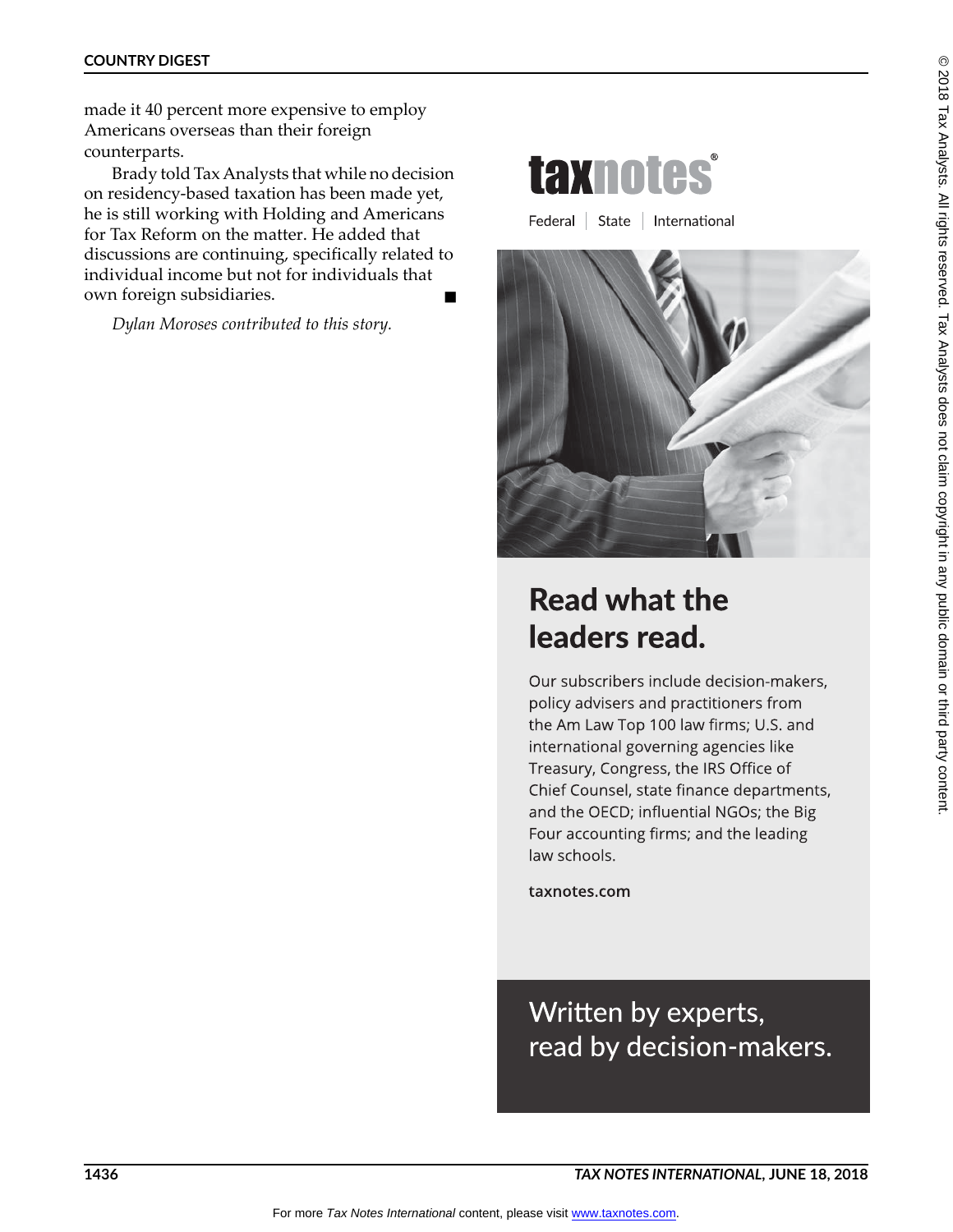made it 40 percent more expensive to employ Americans overseas than their foreign counterparts.

Brady told Tax Analysts that while no decision on residency-based taxation has been made yet, he is still working with Holding and Americans for Tax Reform on the matter. He added that discussions are continuing, specifically related to individual income but not for individuals that own foreign subsidiaries. ■

*Dylan Moroses contributed to this story.*

taxnotes®

Federal | State | International

## Read what the leaders read.

Our subscribers include decision-makers, policy advisers and practitioners from the Am Law Top 100 law firms; U.S. and international governing agencies like Treasury, Congress, the IRS Office of Chief Counsel, state finance departments, and the OECD; influential NGOs; the Big Four accounting firms; and the leading law schools.

**taxnotes.com**

Written by experts, read by decision-makers.